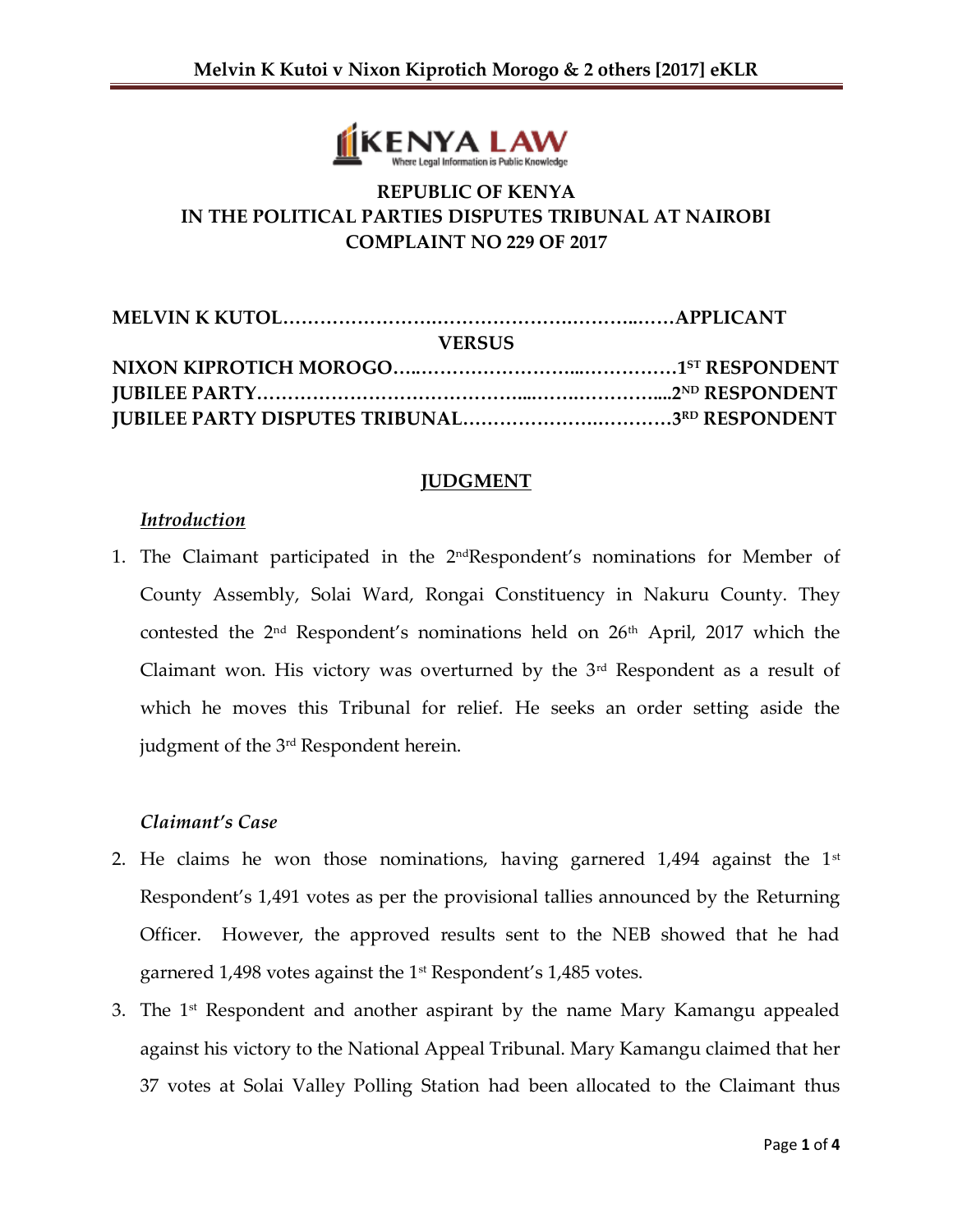**REPUBLIC OF KENYA**
**IN THE POLITICAL PARTIES DISPUTES TRIBUNAL AT NAIROBI**
**COMPLAINT NO 229 OF 2017**

**MELVIN K KUTOI……………………………………………………APPLICANT**

**VERSUS**

**NIXON KIPROTICH MOROGO…………………………………………1ST RESPONDENT**
**JUBILEE PARTY…………………………………………………………2ND RESPONDENT**
**JUBILEE PARTY DISPUTES TRIBUNAL……………………………3RD RESPONDENT**

## JUDGMENT

### *Introduction*

1. The Claimant participated in the 2ndRespondent's nominations for Member of County Assembly, Solai Ward, Rongai Constituency in Nakuru County. They contested the 2nd Respondent's nominations held on 26th April, 2017 which the Claimant won. His victory was overturned by the 3rd Respondent as a result of which he moves this Tribunal for relief. He seeks an order setting aside the judgment of the 3rd Respondent herein.

### *Claimant's Case*

2. He claims he won those nominations, having garnered 1,494 against the 1st Respondent's 1,491 votes as per the provisional tallies announced by the Returning Officer. However, the approved results sent to the NEB showed that he had garnered 1,498 votes against the 1st Respondent's 1,485 votes.

3. The 1st Respondent and another aspirant by the name Mary Kamangu appealed against his victory to the National Appeal Tribunal. Mary Kamangu claimed that her 37 votes at Solai Valley Polling Station had been allocated to the Claimant thus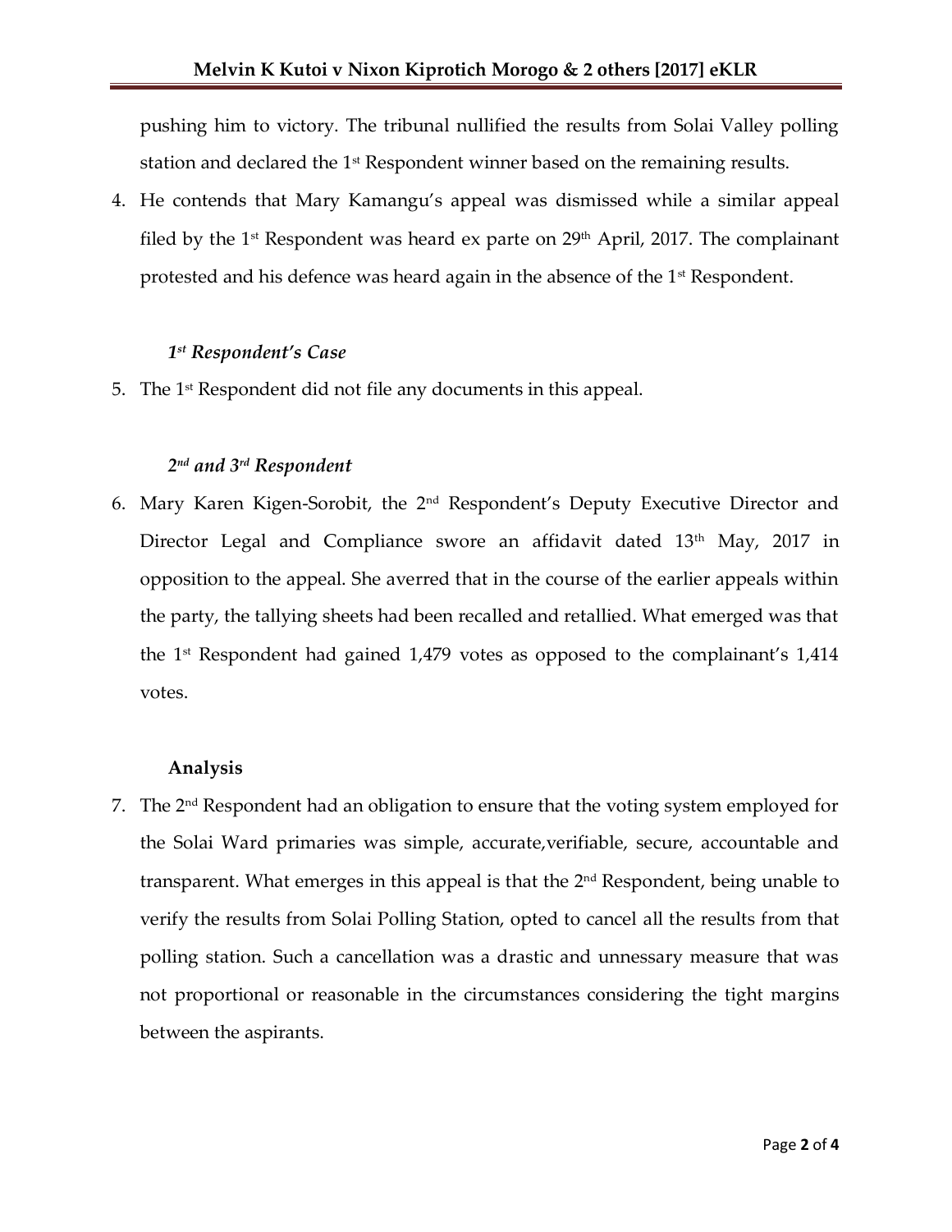pushing him to victory. The tribunal nullified the results from Solai Valley polling station and declared the 1st Respondent winner based on the remaining results.

4. He contends that Mary Kamangu's appeal was dismissed while a similar appeal filed by the 1st Respondent was heard ex parte on 29th April, 2017. The complainant protested and his defence was heard again in the absence of the 1st Respondent.

***1st Respondent's Case***

5. The 1st Respondent did not file any documents in this appeal.

***2nd and 3rd Respondent***

6. Mary Karen Kigen-Sorobit, the 2nd Respondent's Deputy Executive Director and Director Legal and Compliance swore an affidavit dated 13th May, 2017 in opposition to the appeal. She averred that in the course of the earlier appeals within the party, the tallying sheets had been recalled and retallied. What emerged was that the 1st Respondent had gained 1,479 votes as opposed to the complainant's 1,414 votes.

**Analysis**

7. The 2nd Respondent had an obligation to ensure that the voting system employed for the Solai Ward primaries was simple, accurate,verifiable, secure, accountable and transparent. What emerges in this appeal is that the 2nd Respondent, being unable to verify the results from Solai Polling Station, opted to cancel all the results from that polling station. Such a cancellation was a drastic and unnessary measure that was not proportional or reasonable in the circumstances considering the tight margins between the aspirants.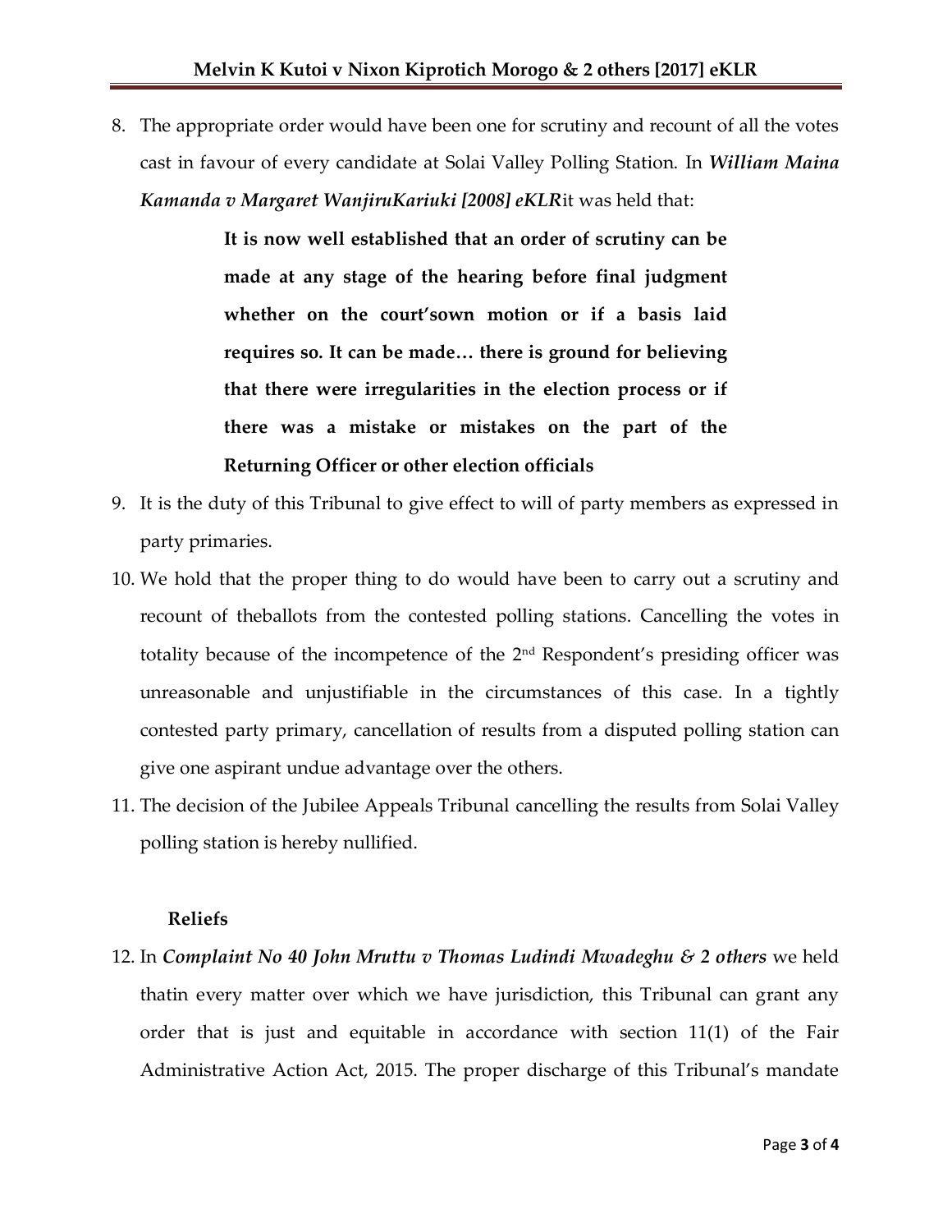8. The appropriate order would have been one for scrutiny and recount of all the votes cast in favour of every candidate at Solai Valley Polling Station. In ***William Maina Kamanda v Margaret WanjiruKariuki [2008] eKLR***it was held that:

> **It is now well established that an order of scrutiny can be made at any stage of the hearing before final judgment whether on the court'sown motion or if a basis laid requires so. It can be made… there is ground for believing that there were irregularities in the election process or if there was a mistake or mistakes on the part of the Returning Officer or other election officials**

9. It is the duty of this Tribunal to give effect to will of party members as expressed in party primaries.
10. We hold that the proper thing to do would have been to carry out a scrutiny and recount of theballots from the contested polling stations. Cancelling the votes in totality because of the incompetence of the 2nd Respondent's presiding officer was unreasonable and unjustifiable in the circumstances of this case. In a tightly contested party primary, cancellation of results from a disputed polling station can give one aspirant undue advantage over the others.
11. The decision of the Jubilee Appeals Tribunal cancelling the results from Solai Valley polling station is hereby nullified.

**Reliefs**

12. In ***Complaint No 40 John Mruttu v Thomas Ludindi Mwadeghu & 2 others*** we held thatin every matter over which we have jurisdiction, this Tribunal can grant any order that is just and equitable in accordance with section 11(1) of the Fair Administrative Action Act, 2015. The proper discharge of this Tribunal's mandate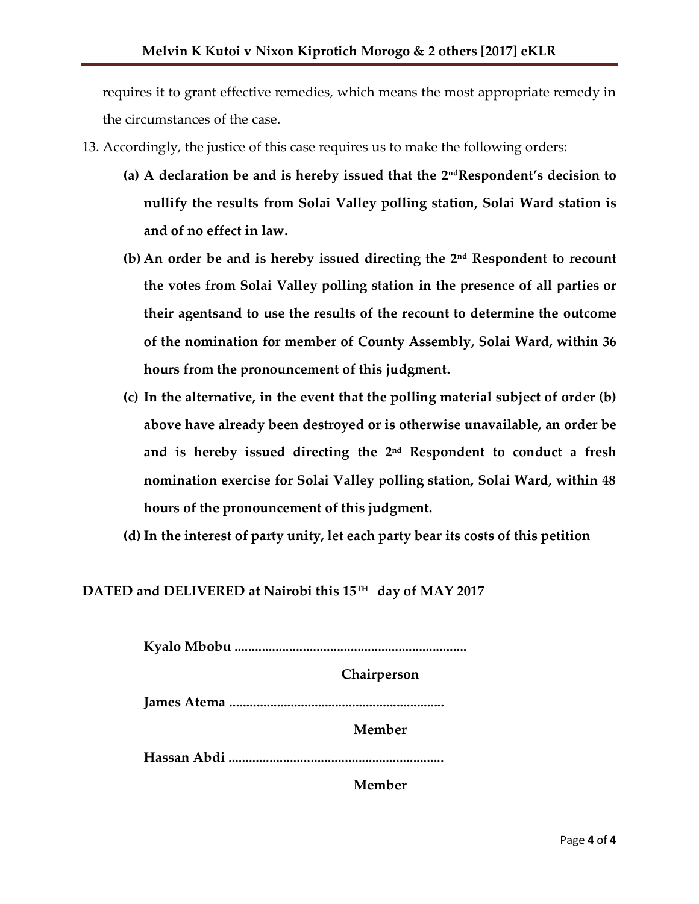requires it to grant effective remedies, which means the most appropriate remedy in the circumstances of the case.

13. Accordingly, the justice of this case requires us to make the following orders:
    - **(a) A declaration be and is hereby issued that the 2ndRespondent's decision to nullify the results from Solai Valley polling station, Solai Ward station is and of no effect in law.**
    - **(b) An order be and is hereby issued directing the 2nd Respondent to recount the votes from Solai Valley polling station in the presence of all parties or their agentsand to use the results of the recount to determine the outcome of the nomination for member of County Assembly, Solai Ward, within 36 hours from the pronouncement of this judgment.**
    - **(c) In the alternative, in the event that the polling material subject of order (b) above have already been destroyed or is otherwise unavailable, an order be and is hereby issued directing the 2nd Respondent to conduct a fresh nomination exercise for Solai Valley polling station, Solai Ward, within 48 hours of the pronouncement of this judgment.**
    - **(d) In the interest of party unity, let each party bear its costs of this petition**

**DATED and DELIVERED at Nairobi this 15TH day of MAY 2017**

**Kyalo Mbobu ...................................................................**

**Chairperson**

**James Atema ..............................................................**

**Member**

**Hassan Abdi ..............................................................**

**Member**